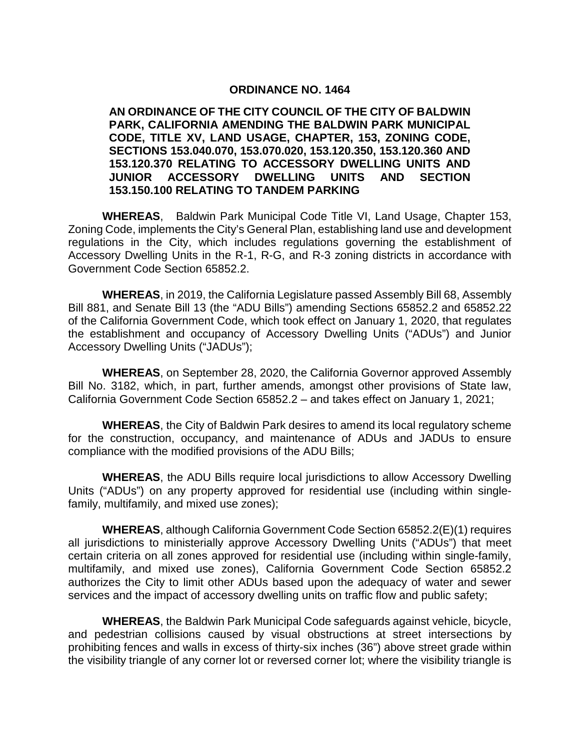# ORDINANCE NO. 1464

**AN ORDINANCE OF THE CITY COUNCIL OF THE CITY OF BALDWIN PARK, CALIFORNIA AMENDING THE BALDWIN PARK MUNICIPAL CODE, TITLE XV, LAND USAGE, CHAPTER, 153, ZONING CODE, SECTIONS 153.040.070, 153.070.020, 153.120.350, 153.120.360 AND 153.120.370 RELATING TO ACCESSORY DWELLING UNITS AND JUNIOR ACCESSORY DWELLING UNITS AND SECTION 153.150.100 RELATING TO TANDEM PARKING**

**WHEREAS**, Baldwin Park Municipal Code Title VI, Land Usage, Chapter 153, Zoning Code, implements the City's General Plan, establishing land use and development regulations in the City, which includes regulations governing the establishment of Accessory Dwelling Units in the R-1, R-G, and R-3 zoning districts in accordance with Government Code Section 65852.2.

**WHEREAS**, in 2019, the California Legislature passed Assembly Bill 68, Assembly Bill 881, and Senate Bill 13 (the "ADU Bills") amending Sections 65852.2 and 65852.22 of the California Government Code, which took effect on January 1, 2020, that regulates the establishment and occupancy of Accessory Dwelling Units ("ADUs") and Junior Accessory Dwelling Units ("JADUs");

**WHEREAS**, on September 28, 2020, the California Governor approved Assembly Bill No. 3182, which, in part, further amends, amongst other provisions of State law, California Government Code Section 65852.2 – and takes effect on January 1, 2021;

**WHEREAS**, the City of Baldwin Park desires to amend its local regulatory scheme for the construction, occupancy, and maintenance of ADUs and JADUs to ensure compliance with the modified provisions of the ADU Bills;

**WHEREAS**, the ADU Bills require local jurisdictions to allow Accessory Dwelling Units ("ADUs") on any property approved for residential use (including within single-family, multifamily, and mixed use zones);

**WHEREAS**, although California Government Code Section 65852.2(E)(1) requires all jurisdictions to ministerially approve Accessory Dwelling Units ("ADUs") that meet certain criteria on all zones approved for residential use (including within single-family, multifamily, and mixed use zones), California Government Code Section 65852.2 authorizes the City to limit other ADUs based upon the adequacy of water and sewer services and the impact of accessory dwelling units on traffic flow and public safety;

**WHEREAS**, the Baldwin Park Municipal Code safeguards against vehicle, bicycle, and pedestrian collisions caused by visual obstructions at street intersections by prohibiting fences and walls in excess of thirty-six inches (36") above street grade within the visibility triangle of any corner lot or reversed corner lot; where the visibility triangle is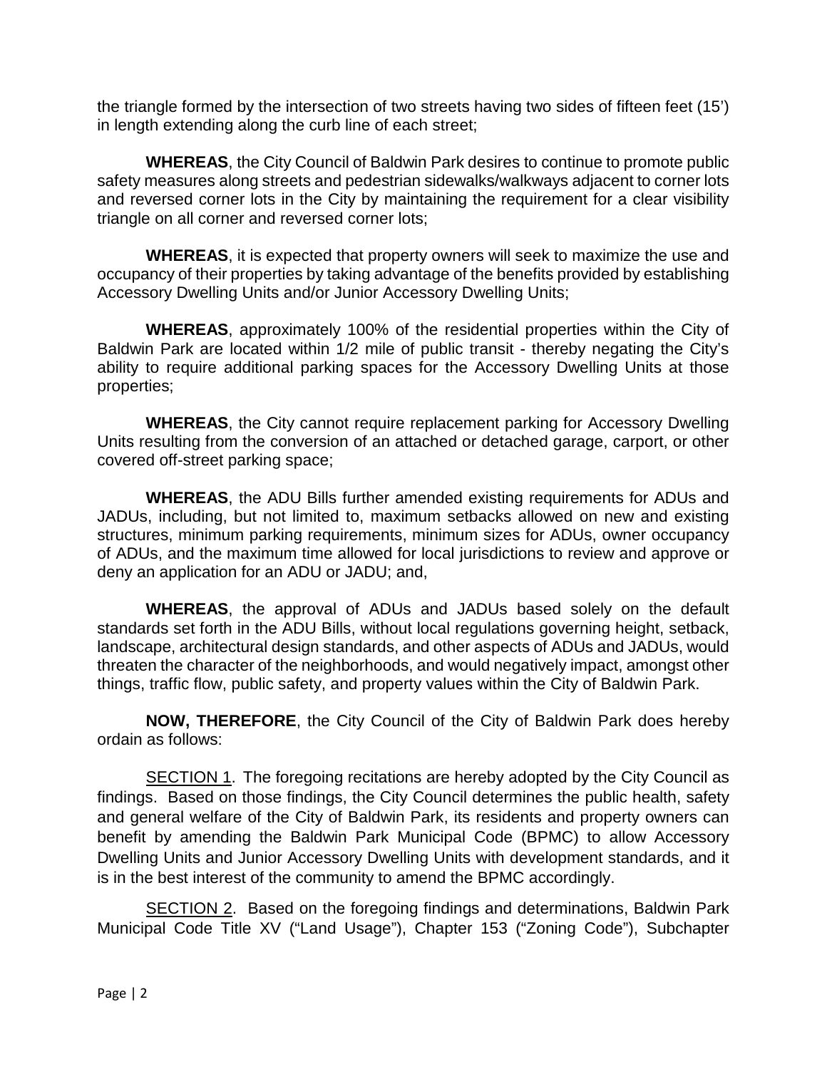the triangle formed by the intersection of two streets having two sides of fifteen feet (15') in length extending along the curb line of each street;

**WHEREAS**, the City Council of Baldwin Park desires to continue to promote public safety measures along streets and pedestrian sidewalks/walkways adjacent to corner lots and reversed corner lots in the City by maintaining the requirement for a clear visibility triangle on all corner and reversed corner lots;

**WHEREAS**, it is expected that property owners will seek to maximize the use and occupancy of their properties by taking advantage of the benefits provided by establishing Accessory Dwelling Units and/or Junior Accessory Dwelling Units;

**WHEREAS**, approximately 100% of the residential properties within the City of Baldwin Park are located within 1/2 mile of public transit - thereby negating the City's ability to require additional parking spaces for the Accessory Dwelling Units at those properties;

**WHEREAS**, the City cannot require replacement parking for Accessory Dwelling Units resulting from the conversion of an attached or detached garage, carport, or other covered off-street parking space;

**WHEREAS**, the ADU Bills further amended existing requirements for ADUs and JADUs, including, but not limited to, maximum setbacks allowed on new and existing structures, minimum parking requirements, minimum sizes for ADUs, owner occupancy of ADUs, and the maximum time allowed for local jurisdictions to review and approve or deny an application for an ADU or JADU; and,

**WHEREAS**, the approval of ADUs and JADUs based solely on the default standards set forth in the ADU Bills, without local regulations governing height, setback, landscape, architectural design standards, and other aspects of ADUs and JADUs, would threaten the character of the neighborhoods, and would negatively impact, amongst other things, traffic flow, public safety, and property values within the City of Baldwin Park.

**NOW, THEREFORE**, the City Council of the City of Baldwin Park does hereby ordain as follows:

<u>SECTION 1</u>. The foregoing recitations are hereby adopted by the City Council as findings. Based on those findings, the City Council determines the public health, safety and general welfare of the City of Baldwin Park, its residents and property owners can benefit by amending the Baldwin Park Municipal Code (BPMC) to allow Accessory Dwelling Units and Junior Accessory Dwelling Units with development standards, and it is in the best interest of the community to amend the BPMC accordingly.

<u>SECTION 2</u>. Based on the foregoing findings and determinations, Baldwin Park Municipal Code Title XV ("Land Usage"), Chapter 153 ("Zoning Code"), Subchapter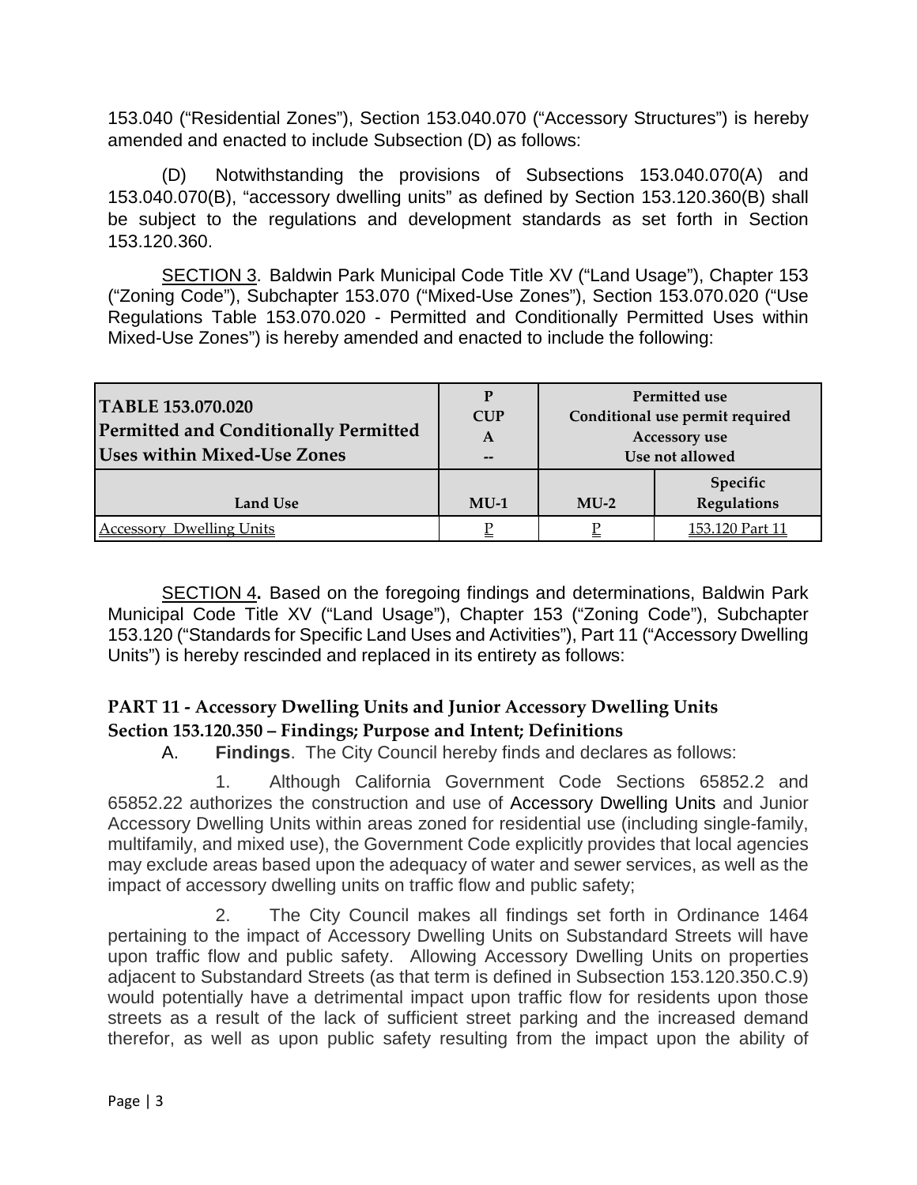153.040 ("Residential Zones"), Section 153.040.070 ("Accessory Structures") is hereby amended and enacted to include Subsection (D) as follows:

(D) Notwithstanding the provisions of Subsections 153.040.070(A) and 153.040.070(B), "accessory dwelling units" as defined by Section 153.120.360(B) shall be subject to the regulations and development standards as set forth in Section 153.120.360.

SECTION 3. Baldwin Park Municipal Code Title XV ("Land Usage"), Chapter 153 ("Zoning Code"), Subchapter 153.070 ("Mixed-Use Zones"), Section 153.070.020 ("Use Regulations Table 153.070.020 - Permitted and Conditionally Permitted Uses within Mixed-Use Zones") is hereby amended and enacted to include the following:

| **TABLE 153.070.020 Permitted and Conditionally Permitted Uses within Mixed-Use Zones** | **P CUP A --** | **Permitted use Conditional use permit required Accessory use Use not allowed** | |
|---|---|---|---|
| **Land Use** | **MU-1** | **MU-2** | **Specific Regulations** |
| Accessory Dwelling Units | P | P | 153.120 Part 11 |

SECTION 4. Based on the foregoing findings and determinations, Baldwin Park Municipal Code Title XV ("Land Usage"), Chapter 153 ("Zoning Code"), Subchapter 153.120 ("Standards for Specific Land Uses and Activities"), Part 11 ("Accessory Dwelling Units") is hereby rescinded and replaced in its entirety as follows:

**PART 11 - Accessory Dwelling Units and Junior Accessory Dwelling Units**
**Section 153.120.350 – Findings; Purpose and Intent; Definitions**

A. **Findings**. The City Council hereby finds and declares as follows:

1. Although California Government Code Sections 65852.2 and 65852.22 authorizes the construction and use of Accessory Dwelling Units and Junior Accessory Dwelling Units within areas zoned for residential use (including single-family, multifamily, and mixed use), the Government Code explicitly provides that local agencies may exclude areas based upon the adequacy of water and sewer services, as well as the impact of accessory dwelling units on traffic flow and public safety;

2. The City Council makes all findings set forth in Ordinance 1464 pertaining to the impact of Accessory Dwelling Units on Substandard Streets will have upon traffic flow and public safety. Allowing Accessory Dwelling Units on properties adjacent to Substandard Streets (as that term is defined in Subsection 153.120.350.C.9) would potentially have a detrimental impact upon traffic flow for residents upon those streets as a result of the lack of sufficient street parking and the increased demand therefor, as well as upon public safety resulting from the impact upon the ability of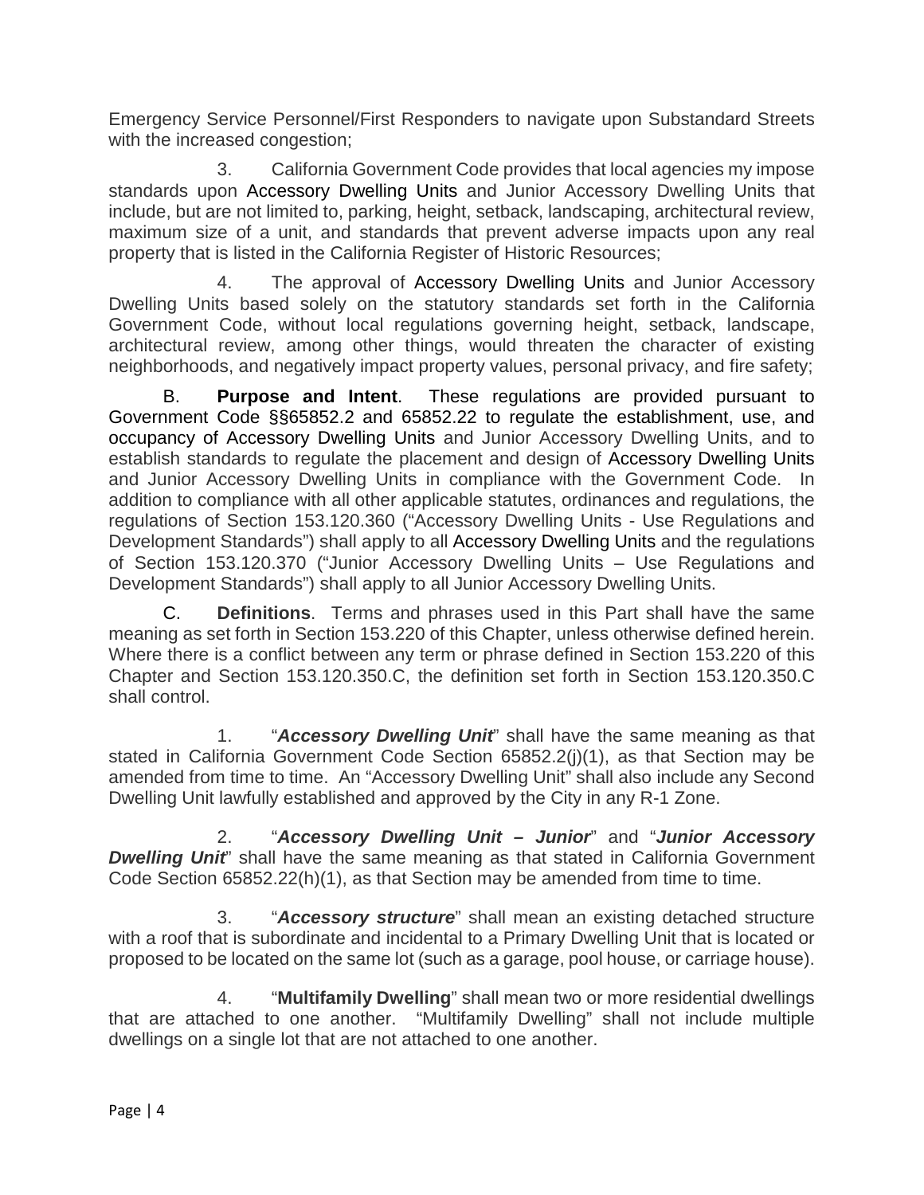Emergency Service Personnel/First Responders to navigate upon Substandard Streets with the increased congestion;

3. California Government Code provides that local agencies my impose standards upon Accessory Dwelling Units and Junior Accessory Dwelling Units that include, but are not limited to, parking, height, setback, landscaping, architectural review, maximum size of a unit, and standards that prevent adverse impacts upon any real property that is listed in the California Register of Historic Resources;

4. The approval of Accessory Dwelling Units and Junior Accessory Dwelling Units based solely on the statutory standards set forth in the California Government Code, without local regulations governing height, setback, landscape, architectural review, among other things, would threaten the character of existing neighborhoods, and negatively impact property values, personal privacy, and fire safety;

B. **Purpose and Intent**. These regulations are provided pursuant to Government Code §§65852.2 and 65852.22 to regulate the establishment, use, and occupancy of Accessory Dwelling Units and Junior Accessory Dwelling Units, and to establish standards to regulate the placement and design of Accessory Dwelling Units and Junior Accessory Dwelling Units in compliance with the Government Code. In addition to compliance with all other applicable statutes, ordinances and regulations, the regulations of Section 153.120.360 ("Accessory Dwelling Units - Use Regulations and Development Standards") shall apply to all Accessory Dwelling Units and the regulations of Section 153.120.370 ("Junior Accessory Dwelling Units – Use Regulations and Development Standards") shall apply to all Junior Accessory Dwelling Units.

C. **Definitions**. Terms and phrases used in this Part shall have the same meaning as set forth in Section 153.220 of this Chapter, unless otherwise defined herein. Where there is a conflict between any term or phrase defined in Section 153.220 of this Chapter and Section 153.120.350.C, the definition set forth in Section 153.120.350.C shall control.

1. "***Accessory Dwelling Unit***" shall have the same meaning as that stated in California Government Code Section 65852.2(j)(1), as that Section may be amended from time to time. An "Accessory Dwelling Unit" shall also include any Second Dwelling Unit lawfully established and approved by the City in any R-1 Zone.

2. "***Accessory Dwelling Unit – Junior***" and "***Junior Accessory Dwelling Unit***" shall have the same meaning as that stated in California Government Code Section 65852.22(h)(1), as that Section may be amended from time to time.

3. "***Accessory structure***" shall mean an existing detached structure with a roof that is subordinate and incidental to a Primary Dwelling Unit that is located or proposed to be located on the same lot (such as a garage, pool house, or carriage house).

4. "**Multifamily Dwelling**" shall mean two or more residential dwellings that are attached to one another. "Multifamily Dwelling" shall not include multiple dwellings on a single lot that are not attached to one another.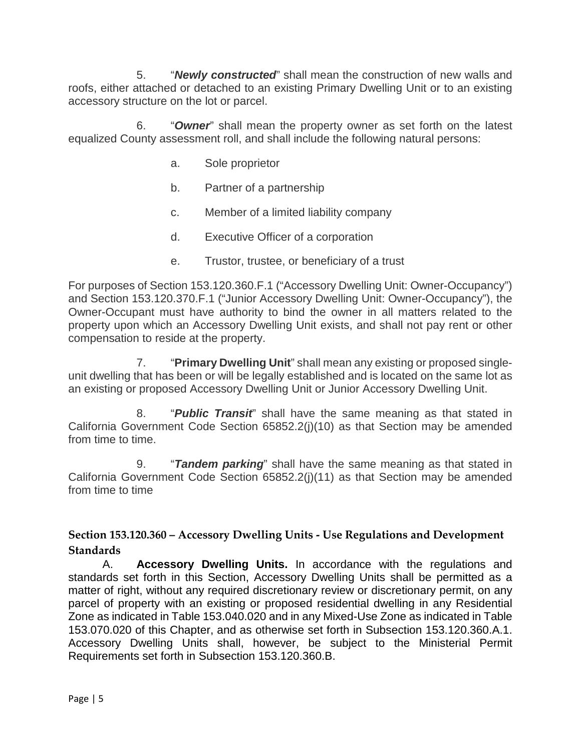5. "***Newly constructed***" shall mean the construction of new walls and roofs, either attached or detached to an existing Primary Dwelling Unit or to an existing accessory structure on the lot or parcel.

6. "***Owner***" shall mean the property owner as set forth on the latest equalized County assessment roll, and shall include the following natural persons:

a. Sole proprietor

b. Partner of a partnership

c. Member of a limited liability company

d. Executive Officer of a corporation

e. Trustor, trustee, or beneficiary of a trust

For purposes of Section 153.120.360.F.1 ("Accessory Dwelling Unit: Owner-Occupancy") and Section 153.120.370.F.1 ("Junior Accessory Dwelling Unit: Owner-Occupancy"), the Owner-Occupant must have authority to bind the owner in all matters related to the property upon which an Accessory Dwelling Unit exists, and shall not pay rent or other compensation to reside at the property.

7. "**Primary Dwelling Unit**" shall mean any existing or proposed single-unit dwelling that has been or will be legally established and is located on the same lot as an existing or proposed Accessory Dwelling Unit or Junior Accessory Dwelling Unit.

8. "***Public Transit***" shall have the same meaning as that stated in California Government Code Section 65852.2(j)(10) as that Section may be amended from time to time.

9. "***Tandem parking***" shall have the same meaning as that stated in California Government Code Section 65852.2(j)(11) as that Section may be amended from time to time

## Section 153.120.360 – Accessory Dwelling Units - Use Regulations and Development Standards

A. **Accessory Dwelling Units.** In accordance with the regulations and standards set forth in this Section, Accessory Dwelling Units shall be permitted as a matter of right, without any required discretionary review or discretionary permit, on any parcel of property with an existing or proposed residential dwelling in any Residential Zone as indicated in Table 153.040.020 and in any Mixed-Use Zone as indicated in Table 153.070.020 of this Chapter, and as otherwise set forth in Subsection 153.120.360.A.1. Accessory Dwelling Units shall, however, be subject to the Ministerial Permit Requirements set forth in Subsection 153.120.360.B.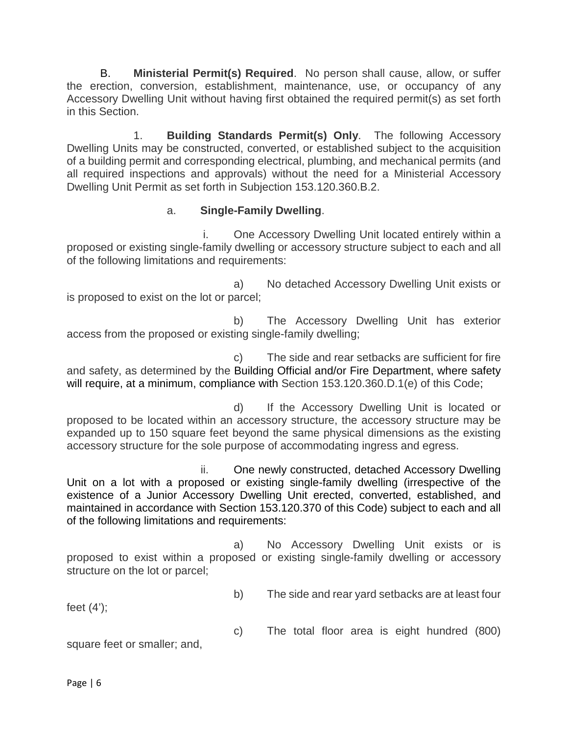B. **Ministerial Permit(s) Required**. No person shall cause, allow, or suffer the erection, conversion, establishment, maintenance, use, or occupancy of any Accessory Dwelling Unit without having first obtained the required permit(s) as set forth in this Section.

1. **Building Standards Permit(s) Only**. The following Accessory Dwelling Units may be constructed, converted, or established subject to the acquisition of a building permit and corresponding electrical, plumbing, and mechanical permits (and all required inspections and approvals) without the need for a Ministerial Accessory Dwelling Unit Permit as set forth in Subjection 153.120.360.B.2.

a. **Single-Family Dwelling**.

i. One Accessory Dwelling Unit located entirely within a proposed or existing single-family dwelling or accessory structure subject to each and all of the following limitations and requirements:

a) No detached Accessory Dwelling Unit exists or is proposed to exist on the lot or parcel;

b) The Accessory Dwelling Unit has exterior access from the proposed or existing single-family dwelling;

c) The side and rear setbacks are sufficient for fire and safety, as determined by the Building Official and/or Fire Department, where safety will require, at a minimum, compliance with Section 153.120.360.D.1(e) of this Code;

d) If the Accessory Dwelling Unit is located or proposed to be located within an accessory structure, the accessory structure may be expanded up to 150 square feet beyond the same physical dimensions as the existing accessory structure for the sole purpose of accommodating ingress and egress.

ii. One newly constructed, detached Accessory Dwelling Unit on a lot with a proposed or existing single-family dwelling (irrespective of the existence of a Junior Accessory Dwelling Unit erected, converted, established, and maintained in accordance with Section 153.120.370 of this Code) subject to each and all of the following limitations and requirements:

a) No Accessory Dwelling Unit exists or is proposed to exist within a proposed or existing single-family dwelling or accessory structure on the lot or parcel;

b) The side and rear yard setbacks are at least four feet (4');

c) The total floor area is eight hundred (800) square feet or smaller; and,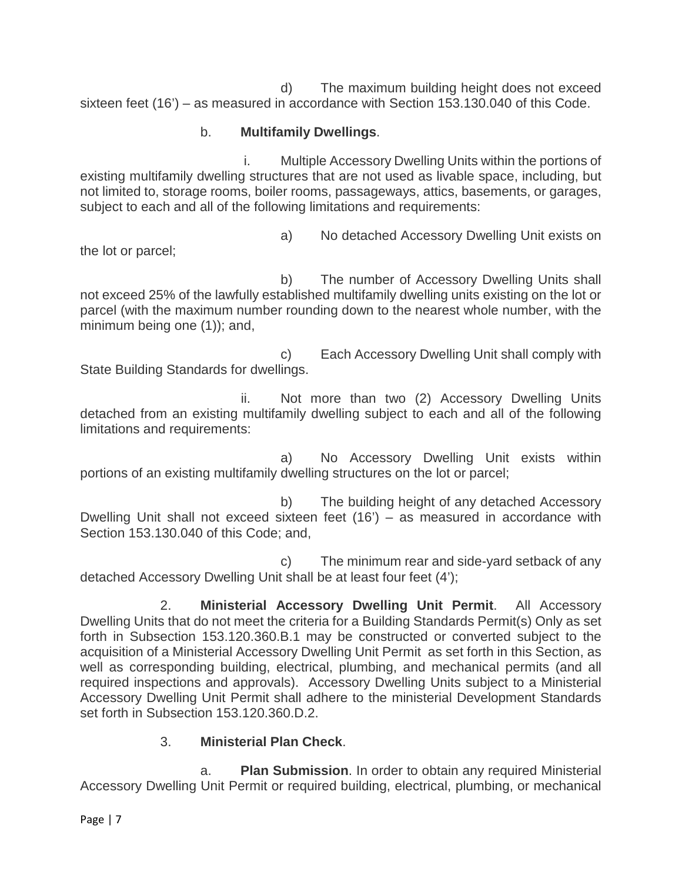d) The maximum building height does not exceed sixteen feet (16') – as measured in accordance with Section 153.130.040 of this Code.

b. **Multifamily Dwellings**.

i. Multiple Accessory Dwelling Units within the portions of existing multifamily dwelling structures that are not used as livable space, including, but not limited to, storage rooms, boiler rooms, passageways, attics, basements, or garages, subject to each and all of the following limitations and requirements:

a) No detached Accessory Dwelling Unit exists on the lot or parcel;

b) The number of Accessory Dwelling Units shall not exceed 25% of the lawfully established multifamily dwelling units existing on the lot or parcel (with the maximum number rounding down to the nearest whole number, with the minimum being one (1)); and,

c) Each Accessory Dwelling Unit shall comply with State Building Standards for dwellings.

ii. Not more than two (2) Accessory Dwelling Units detached from an existing multifamily dwelling subject to each and all of the following limitations and requirements:

a) No Accessory Dwelling Unit exists within portions of an existing multifamily dwelling structures on the lot or parcel;

b) The building height of any detached Accessory Dwelling Unit shall not exceed sixteen feet (16') – as measured in accordance with Section 153.130.040 of this Code; and,

c) The minimum rear and side-yard setback of any detached Accessory Dwelling Unit shall be at least four feet (4');

2. **Ministerial Accessory Dwelling Unit Permit**. All Accessory Dwelling Units that do not meet the criteria for a Building Standards Permit(s) Only as set forth in Subsection 153.120.360.B.1 may be constructed or converted subject to the acquisition of a Ministerial Accessory Dwelling Unit Permit as set forth in this Section, as well as corresponding building, electrical, plumbing, and mechanical permits (and all required inspections and approvals). Accessory Dwelling Units subject to a Ministerial Accessory Dwelling Unit Permit shall adhere to the ministerial Development Standards set forth in Subsection 153.120.360.D.2.

3. **Ministerial Plan Check**.

a. **Plan Submission**. In order to obtain any required Ministerial Accessory Dwelling Unit Permit or required building, electrical, plumbing, or mechanical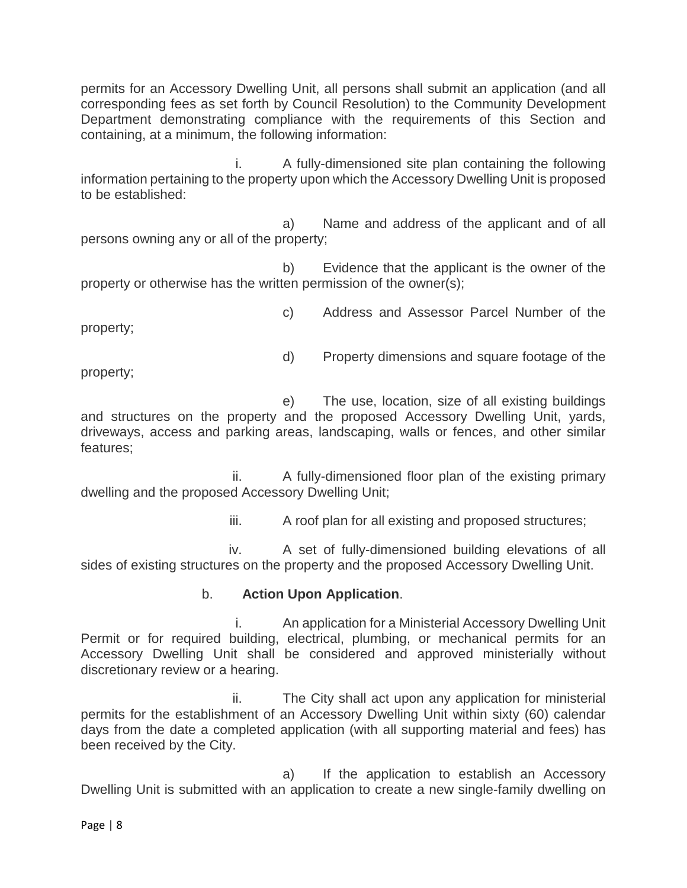permits for an Accessory Dwelling Unit, all persons shall submit an application (and all corresponding fees as set forth by Council Resolution) to the Community Development Department demonstrating compliance with the requirements of this Section and containing, at a minimum, the following information:

i. A fully-dimensioned site plan containing the following information pertaining to the property upon which the Accessory Dwelling Unit is proposed to be established:

a) Name and address of the applicant and of all persons owning any or all of the property;

b) Evidence that the applicant is the owner of the property or otherwise has the written permission of the owner(s);

c) Address and Assessor Parcel Number of the property;

d) Property dimensions and square footage of the property;

e) The use, location, size of all existing buildings and structures on the property and the proposed Accessory Dwelling Unit, yards, driveways, access and parking areas, landscaping, walls or fences, and other similar features;

ii. A fully-dimensioned floor plan of the existing primary dwelling and the proposed Accessory Dwelling Unit;

iii. A roof plan for all existing and proposed structures;

iv. A set of fully-dimensioned building elevations of all sides of existing structures on the property and the proposed Accessory Dwelling Unit.

b. **Action Upon Application**.

i. An application for a Ministerial Accessory Dwelling Unit Permit or for required building, electrical, plumbing, or mechanical permits for an Accessory Dwelling Unit shall be considered and approved ministerially without discretionary review or a hearing.

ii. The City shall act upon any application for ministerial permits for the establishment of an Accessory Dwelling Unit within sixty (60) calendar days from the date a completed application (with all supporting material and fees) has been received by the City.

a) If the application to establish an Accessory Dwelling Unit is submitted with an application to create a new single-family dwelling on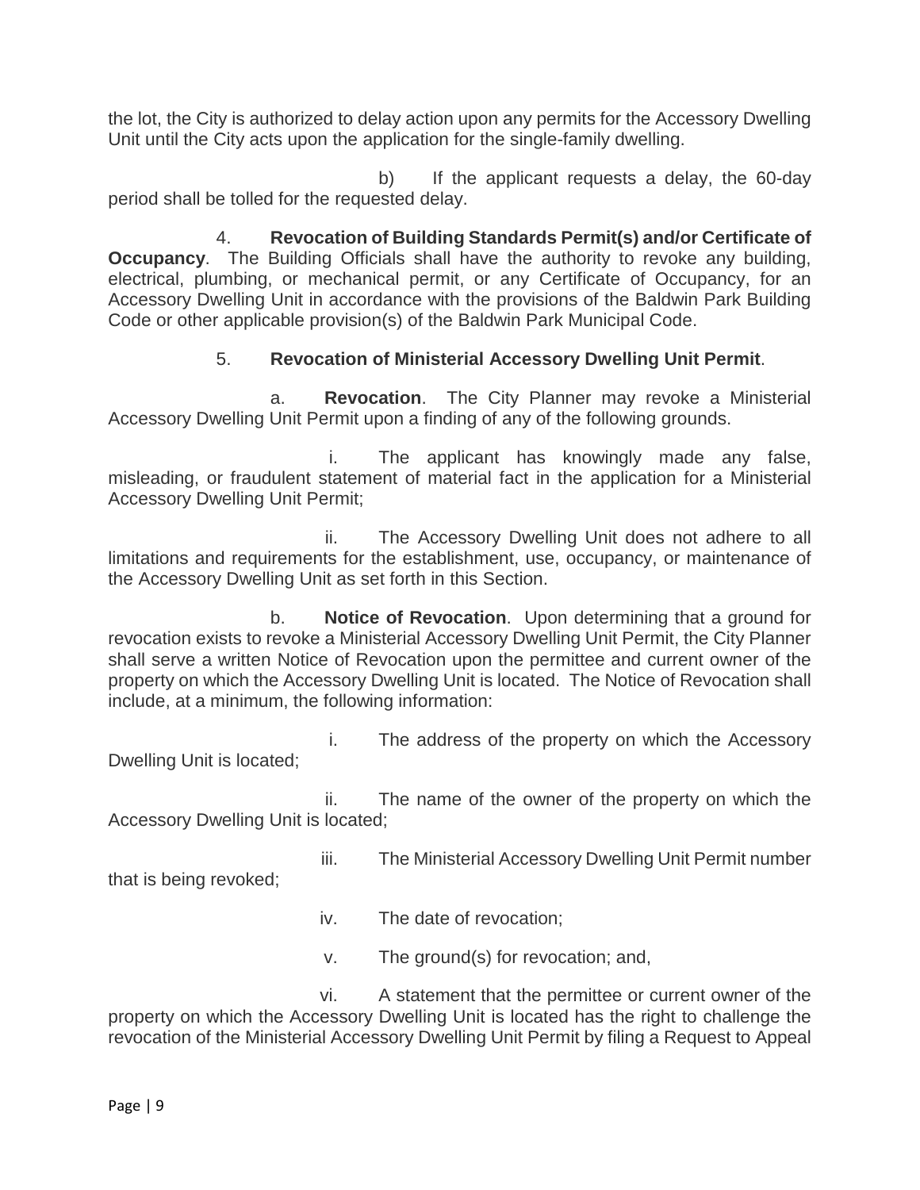the lot, the City is authorized to delay action upon any permits for the Accessory Dwelling Unit until the City acts upon the application for the single-family dwelling.

b) If the applicant requests a delay, the 60-day period shall be tolled for the requested delay.

4. **Revocation of Building Standards Permit(s) and/or Certificate of Occupancy**. The Building Officials shall have the authority to revoke any building, electrical, plumbing, or mechanical permit, or any Certificate of Occupancy, for an Accessory Dwelling Unit in accordance with the provisions of the Baldwin Park Building Code or other applicable provision(s) of the Baldwin Park Municipal Code.

5. **Revocation of Ministerial Accessory Dwelling Unit Permit**.

a. **Revocation**. The City Planner may revoke a Ministerial Accessory Dwelling Unit Permit upon a finding of any of the following grounds.

i. The applicant has knowingly made any false, misleading, or fraudulent statement of material fact in the application for a Ministerial Accessory Dwelling Unit Permit;

ii. The Accessory Dwelling Unit does not adhere to all limitations and requirements for the establishment, use, occupancy, or maintenance of the Accessory Dwelling Unit as set forth in this Section.

b. **Notice of Revocation**. Upon determining that a ground for revocation exists to revoke a Ministerial Accessory Dwelling Unit Permit, the City Planner shall serve a written Notice of Revocation upon the permittee and current owner of the property on which the Accessory Dwelling Unit is located. The Notice of Revocation shall include, at a minimum, the following information:

i. The address of the property on which the Accessory Dwelling Unit is located;

ii. The name of the owner of the property on which the Accessory Dwelling Unit is located;

iii. The Ministerial Accessory Dwelling Unit Permit number that is being revoked;

iv. The date of revocation;

v. The ground(s) for revocation; and,

vi. A statement that the permittee or current owner of the property on which the Accessory Dwelling Unit is located has the right to challenge the revocation of the Ministerial Accessory Dwelling Unit Permit by filing a Request to Appeal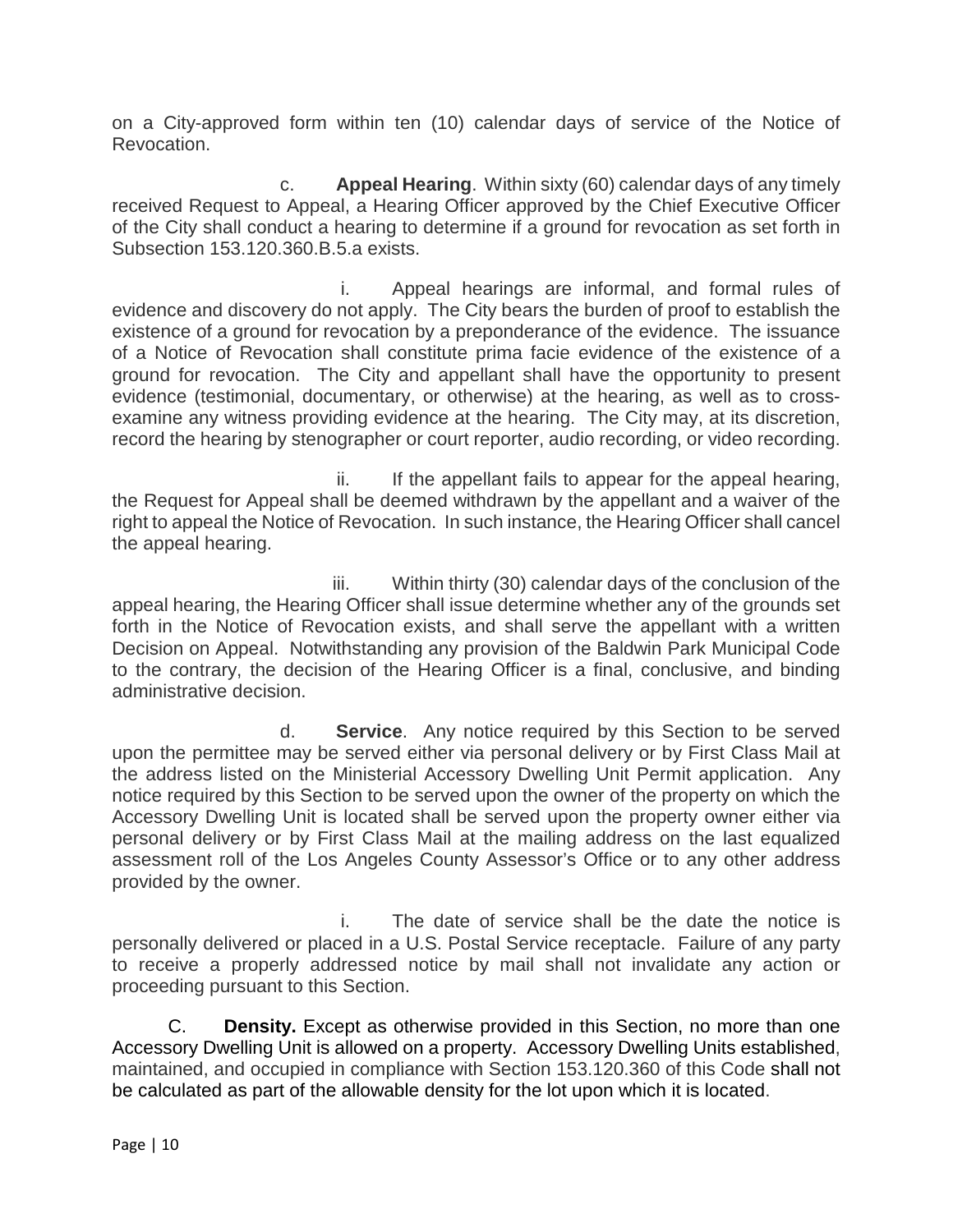on a City-approved form within ten (10) calendar days of service of the Notice of Revocation.

c. **Appeal Hearing**. Within sixty (60) calendar days of any timely received Request to Appeal, a Hearing Officer approved by the Chief Executive Officer of the City shall conduct a hearing to determine if a ground for revocation as set forth in Subsection 153.120.360.B.5.a exists.

i. Appeal hearings are informal, and formal rules of evidence and discovery do not apply. The City bears the burden of proof to establish the existence of a ground for revocation by a preponderance of the evidence. The issuance of a Notice of Revocation shall constitute prima facie evidence of the existence of a ground for revocation. The City and appellant shall have the opportunity to present evidence (testimonial, documentary, or otherwise) at the hearing, as well as to cross-examine any witness providing evidence at the hearing. The City may, at its discretion, record the hearing by stenographer or court reporter, audio recording, or video recording.

ii. If the appellant fails to appear for the appeal hearing, the Request for Appeal shall be deemed withdrawn by the appellant and a waiver of the right to appeal the Notice of Revocation. In such instance, the Hearing Officer shall cancel the appeal hearing.

iii. Within thirty (30) calendar days of the conclusion of the appeal hearing, the Hearing Officer shall issue determine whether any of the grounds set forth in the Notice of Revocation exists, and shall serve the appellant with a written Decision on Appeal. Notwithstanding any provision of the Baldwin Park Municipal Code to the contrary, the decision of the Hearing Officer is a final, conclusive, and binding administrative decision.

d. **Service**. Any notice required by this Section to be served upon the permittee may be served either via personal delivery or by First Class Mail at the address listed on the Ministerial Accessory Dwelling Unit Permit application. Any notice required by this Section to be served upon the owner of the property on which the Accessory Dwelling Unit is located shall be served upon the property owner either via personal delivery or by First Class Mail at the mailing address on the last equalized assessment roll of the Los Angeles County Assessor's Office or to any other address provided by the owner.

i. The date of service shall be the date the notice is personally delivered or placed in a U.S. Postal Service receptacle. Failure of any party to receive a properly addressed notice by mail shall not invalidate any action or proceeding pursuant to this Section.

C. **Density.** Except as otherwise provided in this Section, no more than one Accessory Dwelling Unit is allowed on a property. Accessory Dwelling Units established, maintained, and occupied in compliance with Section 153.120.360 of this Code shall not be calculated as part of the allowable density for the lot upon which it is located.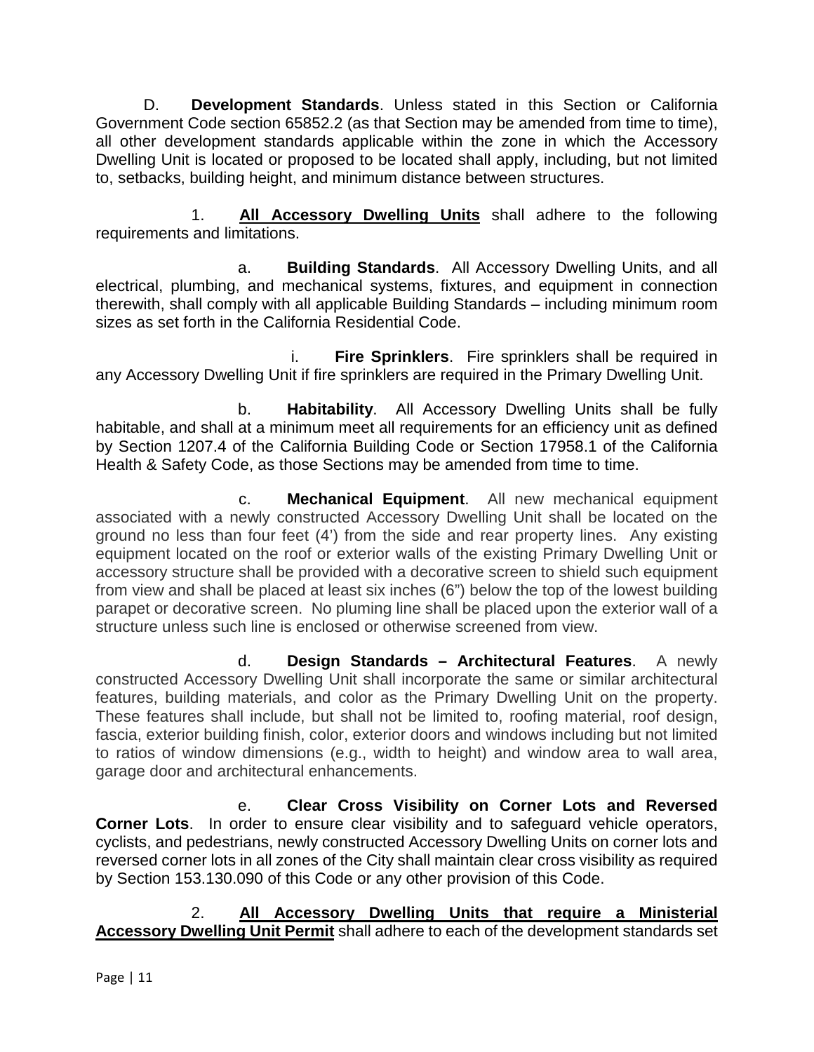D. **Development Standards**. Unless stated in this Section or California Government Code section 65852.2 (as that Section may be amended from time to time), all other development standards applicable within the zone in which the Accessory Dwelling Unit is located or proposed to be located shall apply, including, but not limited to, setbacks, building height, and minimum distance between structures.

1. **<u>All Accessory Dwelling Units</u>** shall adhere to the following requirements and limitations.

a. **Building Standards**. All Accessory Dwelling Units, and all electrical, plumbing, and mechanical systems, fixtures, and equipment in connection therewith, shall comply with all applicable Building Standards – including minimum room sizes as set forth in the California Residential Code.

i. **Fire Sprinklers**. Fire sprinklers shall be required in any Accessory Dwelling Unit if fire sprinklers are required in the Primary Dwelling Unit.

b. **Habitability**. All Accessory Dwelling Units shall be fully habitable, and shall at a minimum meet all requirements for an efficiency unit as defined by Section 1207.4 of the California Building Code or Section 17958.1 of the California Health & Safety Code, as those Sections may be amended from time to time.

c. **Mechanical Equipment**. All new mechanical equipment associated with a newly constructed Accessory Dwelling Unit shall be located on the ground no less than four feet (4') from the side and rear property lines. Any existing equipment located on the roof or exterior walls of the existing Primary Dwelling Unit or accessory structure shall be provided with a decorative screen to shield such equipment from view and shall be placed at least six inches (6") below the top of the lowest building parapet or decorative screen. No pluming line shall be placed upon the exterior wall of a structure unless such line is enclosed or otherwise screened from view.

d. **Design Standards – Architectural Features**. A newly constructed Accessory Dwelling Unit shall incorporate the same or similar architectural features, building materials, and color as the Primary Dwelling Unit on the property. These features shall include, but shall not be limited to, roofing material, roof design, fascia, exterior building finish, color, exterior doors and windows including but not limited to ratios of window dimensions (e.g., width to height) and window area to wall area, garage door and architectural enhancements.

e. **Clear Cross Visibility on Corner Lots and Reversed Corner Lots**. In order to ensure clear visibility and to safeguard vehicle operators, cyclists, and pedestrians, newly constructed Accessory Dwelling Units on corner lots and reversed corner lots in all zones of the City shall maintain clear cross visibility as required by Section 153.130.090 of this Code or any other provision of this Code.

2. **<u>All Accessory Dwelling Units that require a Ministerial Accessory Dwelling Unit Permit</u>** shall adhere to each of the development standards set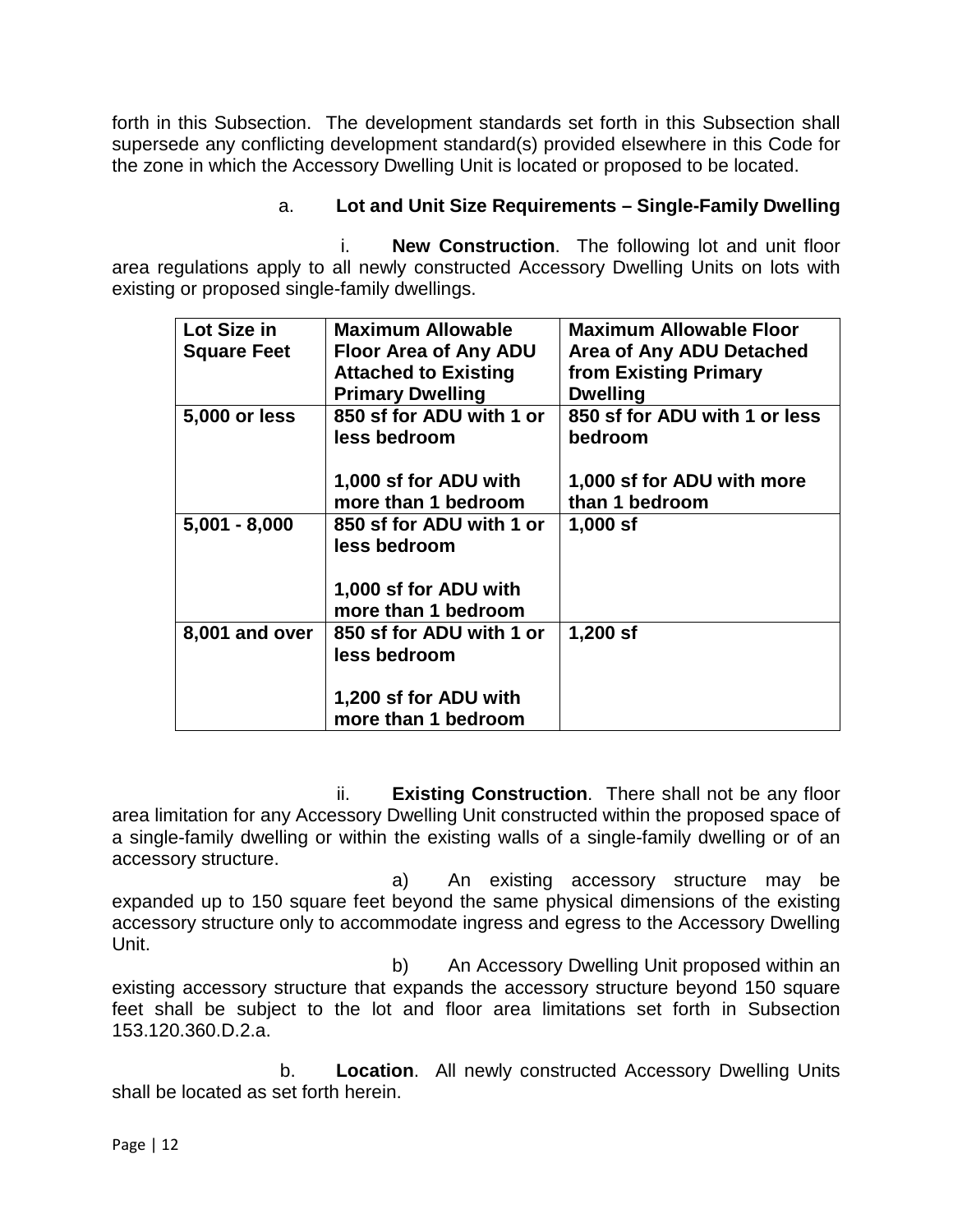forth in this Subsection. The development standards set forth in this Subsection shall supersede any conflicting development standard(s) provided elsewhere in this Code for the zone in which the Accessory Dwelling Unit is located or proposed to be located.

a. **Lot and Unit Size Requirements – Single-Family Dwelling**

i. **New Construction**. The following lot and unit floor area regulations apply to all newly constructed Accessory Dwelling Units on lots with existing or proposed single-family dwellings.

| Lot Size in Square Feet | Maximum Allowable Floor Area of Any ADU Attached to Existing Primary Dwelling | Maximum Allowable Floor Area of Any ADU Detached from Existing Primary Dwelling |
|---|---|---|
| **5,000 or less** | **850 sf for ADU with 1 or less bedroom**<br><br>**1,000 sf for ADU with more than 1 bedroom** | **850 sf for ADU with 1 or less bedroom**<br><br>**1,000 sf for ADU with more than 1 bedroom** |
| **5,001 - 8,000** | **850 sf for ADU with 1 or less bedroom**<br><br>**1,000 sf for ADU with more than 1 bedroom** | **1,000 sf** |
| **8,001 and over** | **850 sf for ADU with 1 or less bedroom**<br><br>**1,200 sf for ADU with more than 1 bedroom** | **1,200 sf** |

ii. **Existing Construction**. There shall not be any floor area limitation for any Accessory Dwelling Unit constructed within the proposed space of a single-family dwelling or within the existing walls of a single-family dwelling or of an accessory structure.

a) An existing accessory structure may be expanded up to 150 square feet beyond the same physical dimensions of the existing accessory structure only to accommodate ingress and egress to the Accessory Dwelling Unit.

b) An Accessory Dwelling Unit proposed within an existing accessory structure that expands the accessory structure beyond 150 square feet shall be subject to the lot and floor area limitations set forth in Subsection 153.120.360.D.2.a.

b. **Location**. All newly constructed Accessory Dwelling Units shall be located as set forth herein.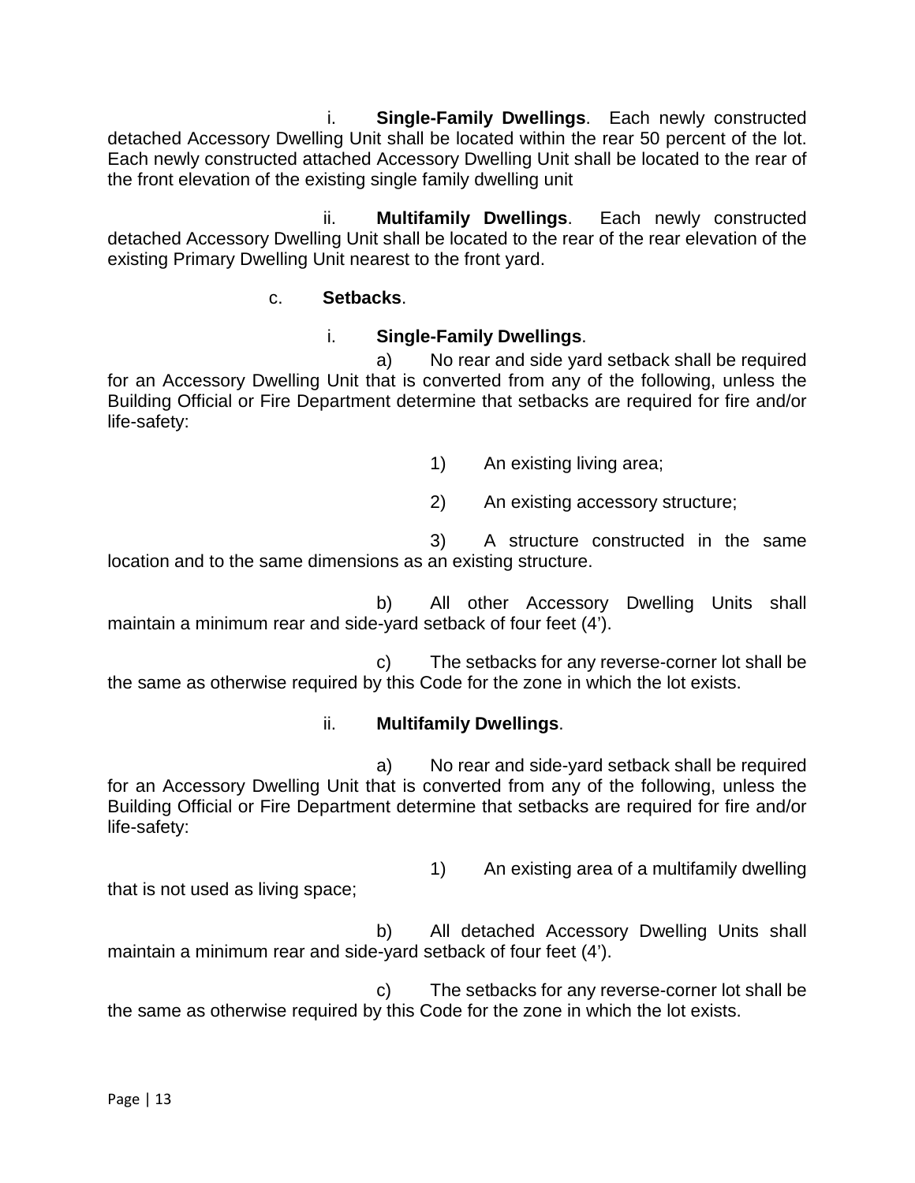i. **Single-Family Dwellings**. Each newly constructed detached Accessory Dwelling Unit shall be located within the rear 50 percent of the lot. Each newly constructed attached Accessory Dwelling Unit shall be located to the rear of the front elevation of the existing single family dwelling unit

ii. **Multifamily Dwellings**. Each newly constructed detached Accessory Dwelling Unit shall be located to the rear of the rear elevation of the existing Primary Dwelling Unit nearest to the front yard.

c. **Setbacks**.

i. **Single-Family Dwellings**.

a) No rear and side yard setback shall be required for an Accessory Dwelling Unit that is converted from any of the following, unless the Building Official or Fire Department determine that setbacks are required for fire and/or life-safety:

1) An existing living area;

2) An existing accessory structure;

3) A structure constructed in the same location and to the same dimensions as an existing structure.

b) All other Accessory Dwelling Units shall maintain a minimum rear and side-yard setback of four feet (4').

c) The setbacks for any reverse-corner lot shall be the same as otherwise required by this Code for the zone in which the lot exists.

ii. **Multifamily Dwellings**.

a) No rear and side-yard setback shall be required for an Accessory Dwelling Unit that is converted from any of the following, unless the Building Official or Fire Department determine that setbacks are required for fire and/or life-safety:

1) An existing area of a multifamily dwelling that is not used as living space;

b) All detached Accessory Dwelling Units shall maintain a minimum rear and side-yard setback of four feet (4').

c) The setbacks for any reverse-corner lot shall be the same as otherwise required by this Code for the zone in which the lot exists.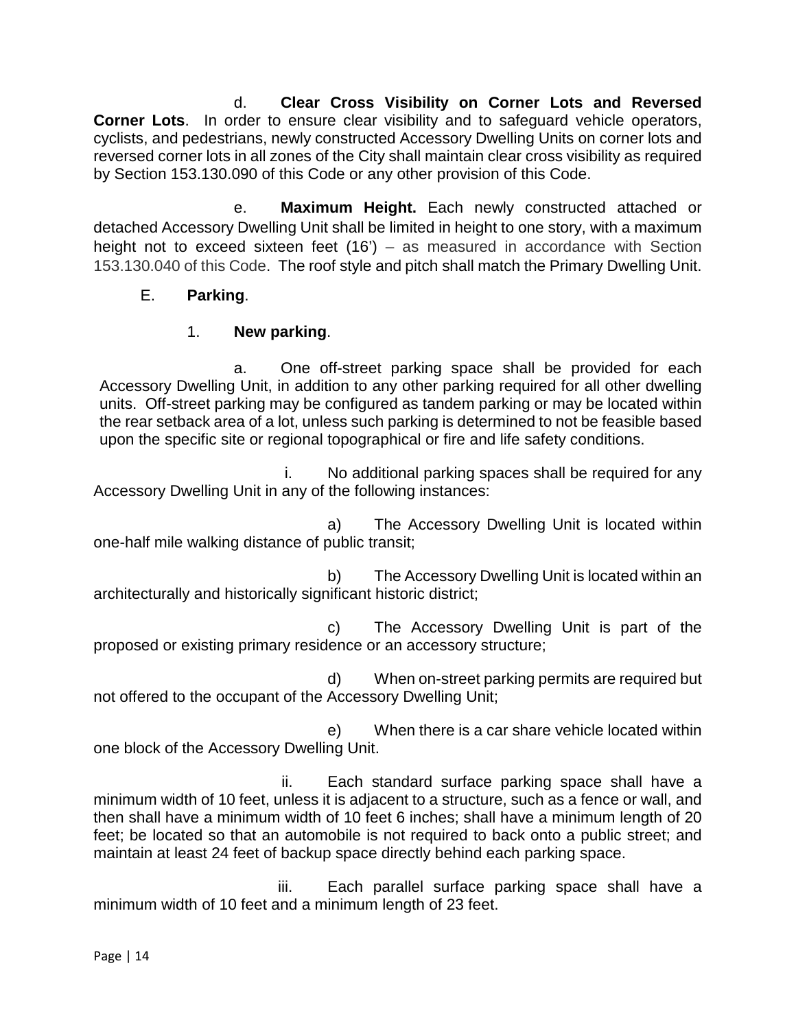d. **Clear Cross Visibility on Corner Lots and Reversed Corner Lots**. In order to ensure clear visibility and to safeguard vehicle operators, cyclists, and pedestrians, newly constructed Accessory Dwelling Units on corner lots and reversed corner lots in all zones of the City shall maintain clear cross visibility as required by Section 153.130.090 of this Code or any other provision of this Code.

e. **Maximum Height.** Each newly constructed attached or detached Accessory Dwelling Unit shall be limited in height to one story, with a maximum height not to exceed sixteen feet (16') – as measured in accordance with Section 153.130.040 of this Code. The roof style and pitch shall match the Primary Dwelling Unit.

E. **Parking**.

1. **New parking**.

a. One off-street parking space shall be provided for each Accessory Dwelling Unit, in addition to any other parking required for all other dwelling units. Off-street parking may be configured as tandem parking or may be located within the rear setback area of a lot, unless such parking is determined to not be feasible based upon the specific site or regional topographical or fire and life safety conditions.

i. No additional parking spaces shall be required for any Accessory Dwelling Unit in any of the following instances:

a) The Accessory Dwelling Unit is located within one-half mile walking distance of public transit;

b) The Accessory Dwelling Unit is located within an architecturally and historically significant historic district;

c) The Accessory Dwelling Unit is part of the proposed or existing primary residence or an accessory structure;

d) When on-street parking permits are required but not offered to the occupant of the Accessory Dwelling Unit;

e) When there is a car share vehicle located within one block of the Accessory Dwelling Unit.

ii. Each standard surface parking space shall have a minimum width of 10 feet, unless it is adjacent to a structure, such as a fence or wall, and then shall have a minimum width of 10 feet 6 inches; shall have a minimum length of 20 feet; be located so that an automobile is not required to back onto a public street; and maintain at least 24 feet of backup space directly behind each parking space.

iii. Each parallel surface parking space shall have a minimum width of 10 feet and a minimum length of 23 feet.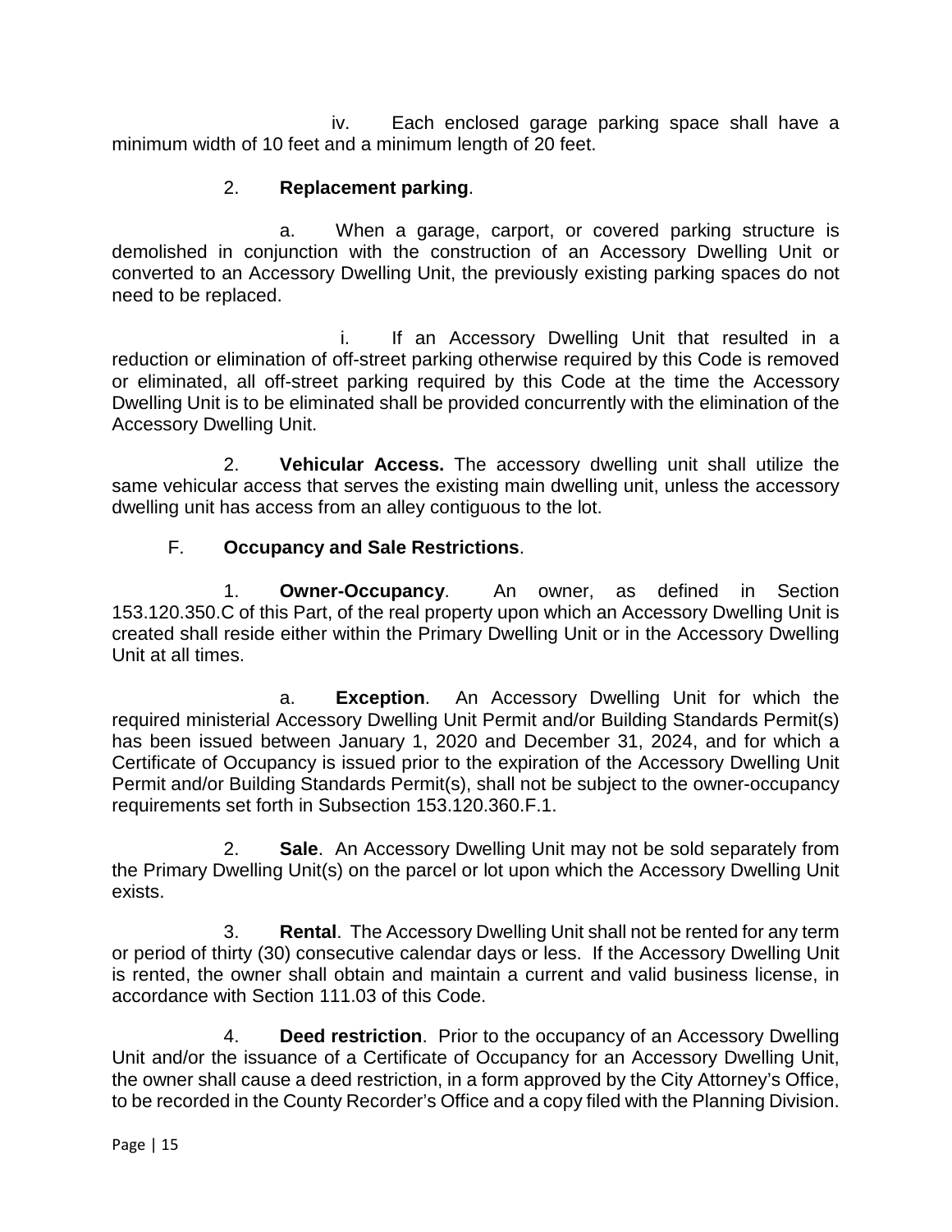iv. Each enclosed garage parking space shall have a minimum width of 10 feet and a minimum length of 20 feet.

2. **Replacement parking**.

a. When a garage, carport, or covered parking structure is demolished in conjunction with the construction of an Accessory Dwelling Unit or converted to an Accessory Dwelling Unit, the previously existing parking spaces do not need to be replaced.

i. If an Accessory Dwelling Unit that resulted in a reduction or elimination of off-street parking otherwise required by this Code is removed or eliminated, all off-street parking required by this Code at the time the Accessory Dwelling Unit is to be eliminated shall be provided concurrently with the elimination of the Accessory Dwelling Unit.

2. **Vehicular Access.** The accessory dwelling unit shall utilize the same vehicular access that serves the existing main dwelling unit, unless the accessory dwelling unit has access from an alley contiguous to the lot.

F. **Occupancy and Sale Restrictions**.

1. **Owner-Occupancy**. An owner, as defined in Section 153.120.350.C of this Part, of the real property upon which an Accessory Dwelling Unit is created shall reside either within the Primary Dwelling Unit or in the Accessory Dwelling Unit at all times.

a. **Exception**. An Accessory Dwelling Unit for which the required ministerial Accessory Dwelling Unit Permit and/or Building Standards Permit(s) has been issued between January 1, 2020 and December 31, 2024, and for which a Certificate of Occupancy is issued prior to the expiration of the Accessory Dwelling Unit Permit and/or Building Standards Permit(s), shall not be subject to the owner-occupancy requirements set forth in Subsection 153.120.360.F.1.

2. **Sale**. An Accessory Dwelling Unit may not be sold separately from the Primary Dwelling Unit(s) on the parcel or lot upon which the Accessory Dwelling Unit exists.

3. **Rental**. The Accessory Dwelling Unit shall not be rented for any term or period of thirty (30) consecutive calendar days or less. If the Accessory Dwelling Unit is rented, the owner shall obtain and maintain a current and valid business license, in accordance with Section 111.03 of this Code.

4. **Deed restriction**. Prior to the occupancy of an Accessory Dwelling Unit and/or the issuance of a Certificate of Occupancy for an Accessory Dwelling Unit, the owner shall cause a deed restriction, in a form approved by the City Attorney's Office, to be recorded in the County Recorder's Office and a copy filed with the Planning Division.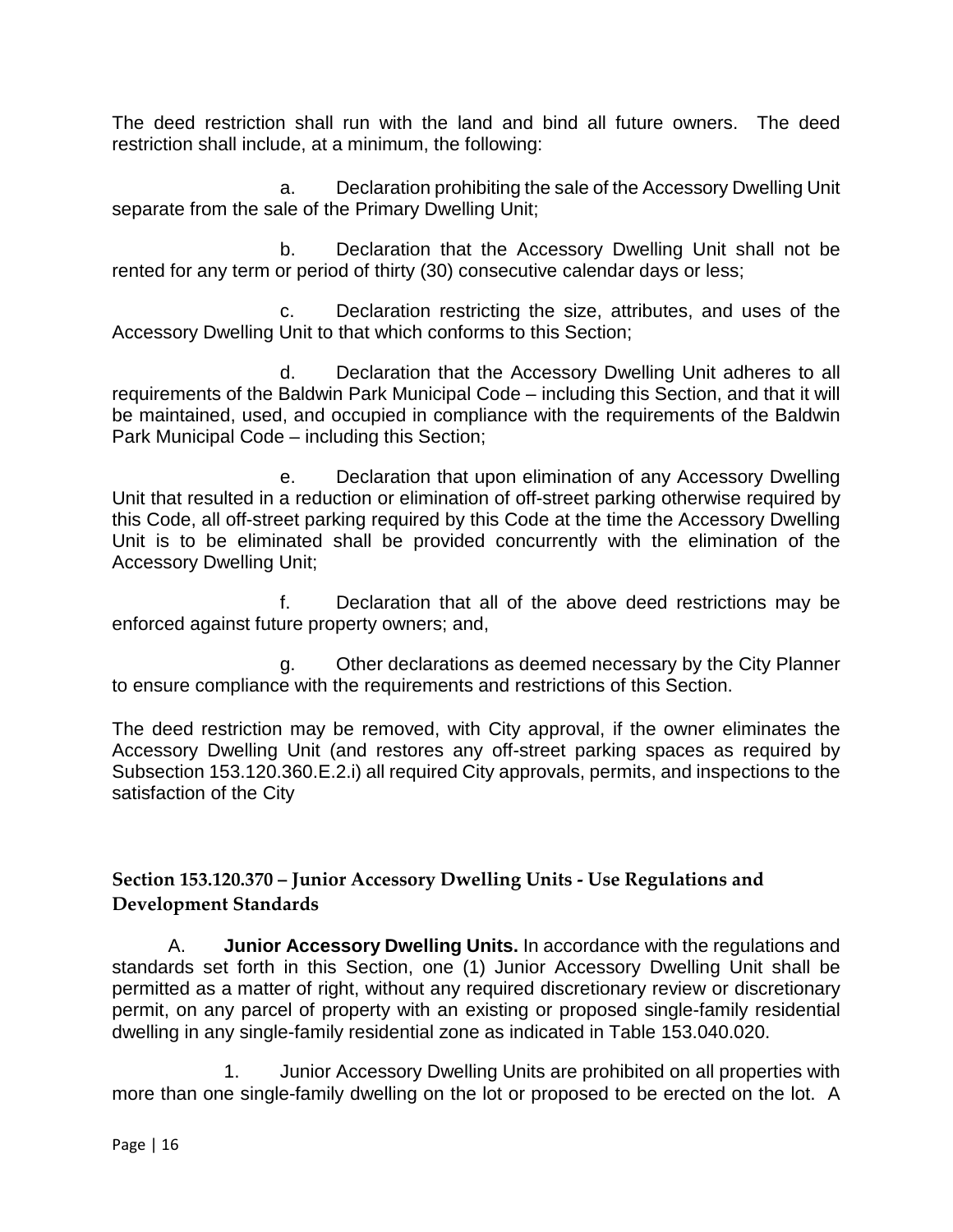The deed restriction shall run with the land and bind all future owners. The deed restriction shall include, at a minimum, the following:

a. Declaration prohibiting the sale of the Accessory Dwelling Unit separate from the sale of the Primary Dwelling Unit;

b. Declaration that the Accessory Dwelling Unit shall not be rented for any term or period of thirty (30) consecutive calendar days or less;

c. Declaration restricting the size, attributes, and uses of the Accessory Dwelling Unit to that which conforms to this Section;

d. Declaration that the Accessory Dwelling Unit adheres to all requirements of the Baldwin Park Municipal Code – including this Section, and that it will be maintained, used, and occupied in compliance with the requirements of the Baldwin Park Municipal Code – including this Section;

e. Declaration that upon elimination of any Accessory Dwelling Unit that resulted in a reduction or elimination of off-street parking otherwise required by this Code, all off-street parking required by this Code at the time the Accessory Dwelling Unit is to be eliminated shall be provided concurrently with the elimination of the Accessory Dwelling Unit;

f. Declaration that all of the above deed restrictions may be enforced against future property owners; and,

g. Other declarations as deemed necessary by the City Planner to ensure compliance with the requirements and restrictions of this Section.

The deed restriction may be removed, with City approval, if the owner eliminates the Accessory Dwelling Unit (and restores any off-street parking spaces as required by Subsection 153.120.360.E.2.i) all required City approvals, permits, and inspections to the satisfaction of the City

### Section 153.120.370 – Junior Accessory Dwelling Units - Use Regulations and Development Standards

A. **Junior Accessory Dwelling Units.** In accordance with the regulations and standards set forth in this Section, one (1) Junior Accessory Dwelling Unit shall be permitted as a matter of right, without any required discretionary review or discretionary permit, on any parcel of property with an existing or proposed single-family residential dwelling in any single-family residential zone as indicated in Table 153.040.020.

1. Junior Accessory Dwelling Units are prohibited on all properties with more than one single-family dwelling on the lot or proposed to be erected on the lot. A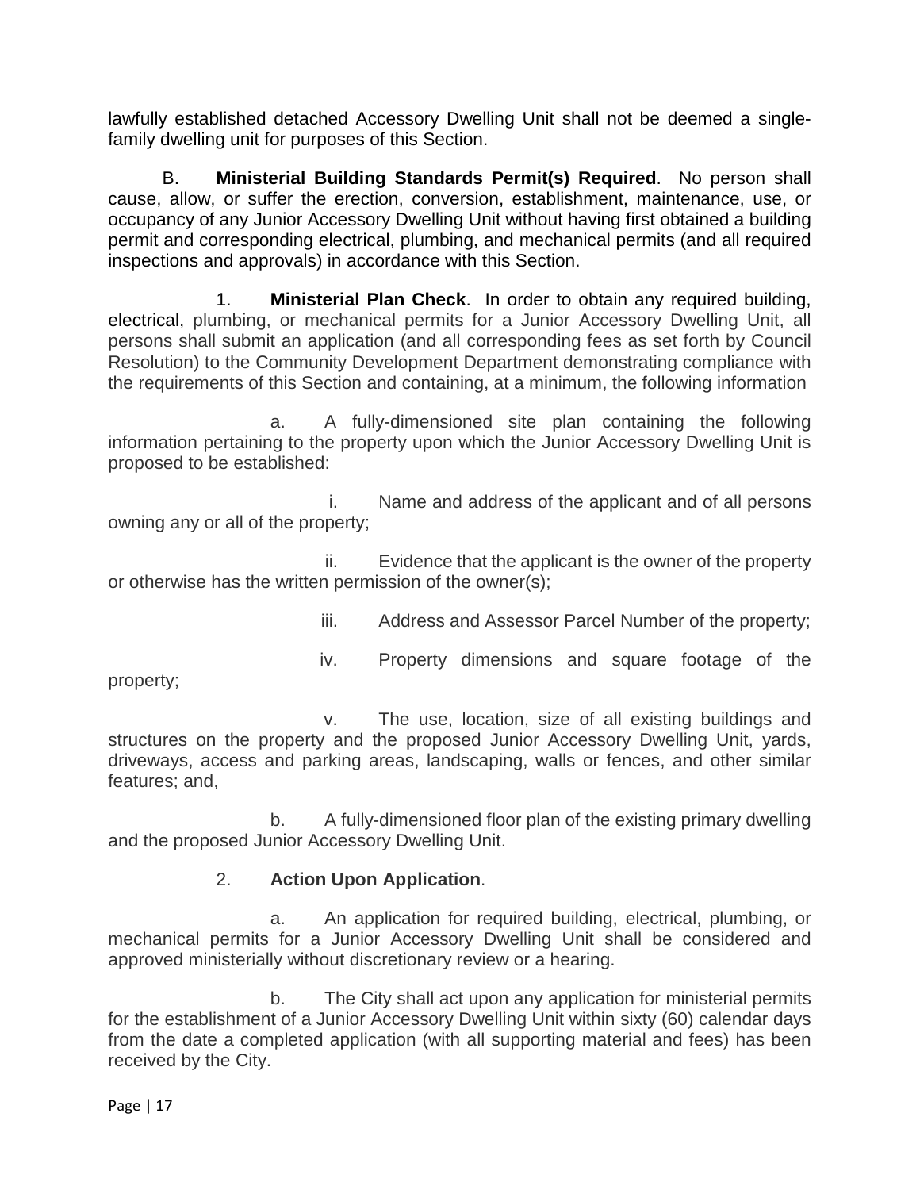lawfully established detached Accessory Dwelling Unit shall not be deemed a single-family dwelling unit for purposes of this Section.

B. **Ministerial Building Standards Permit(s) Required**. No person shall cause, allow, or suffer the erection, conversion, establishment, maintenance, use, or occupancy of any Junior Accessory Dwelling Unit without having first obtained a building permit and corresponding electrical, plumbing, and mechanical permits (and all required inspections and approvals) in accordance with this Section.

1. **Ministerial Plan Check**. In order to obtain any required building, electrical, plumbing, or mechanical permits for a Junior Accessory Dwelling Unit, all persons shall submit an application (and all corresponding fees as set forth by Council Resolution) to the Community Development Department demonstrating compliance with the requirements of this Section and containing, at a minimum, the following information

a. A fully-dimensioned site plan containing the following information pertaining to the property upon which the Junior Accessory Dwelling Unit is proposed to be established:

i. Name and address of the applicant and of all persons owning any or all of the property;

ii. Evidence that the applicant is the owner of the property or otherwise has the written permission of the owner(s);

iii. Address and Assessor Parcel Number of the property;

iv. Property dimensions and square footage of the property;

v. The use, location, size of all existing buildings and structures on the property and the proposed Junior Accessory Dwelling Unit, yards, driveways, access and parking areas, landscaping, walls or fences, and other similar features; and,

b. A fully-dimensioned floor plan of the existing primary dwelling and the proposed Junior Accessory Dwelling Unit.

2. **Action Upon Application**.

a. An application for required building, electrical, plumbing, or mechanical permits for a Junior Accessory Dwelling Unit shall be considered and approved ministerially without discretionary review or a hearing.

b. The City shall act upon any application for ministerial permits for the establishment of a Junior Accessory Dwelling Unit within sixty (60) calendar days from the date a completed application (with all supporting material and fees) has been received by the City.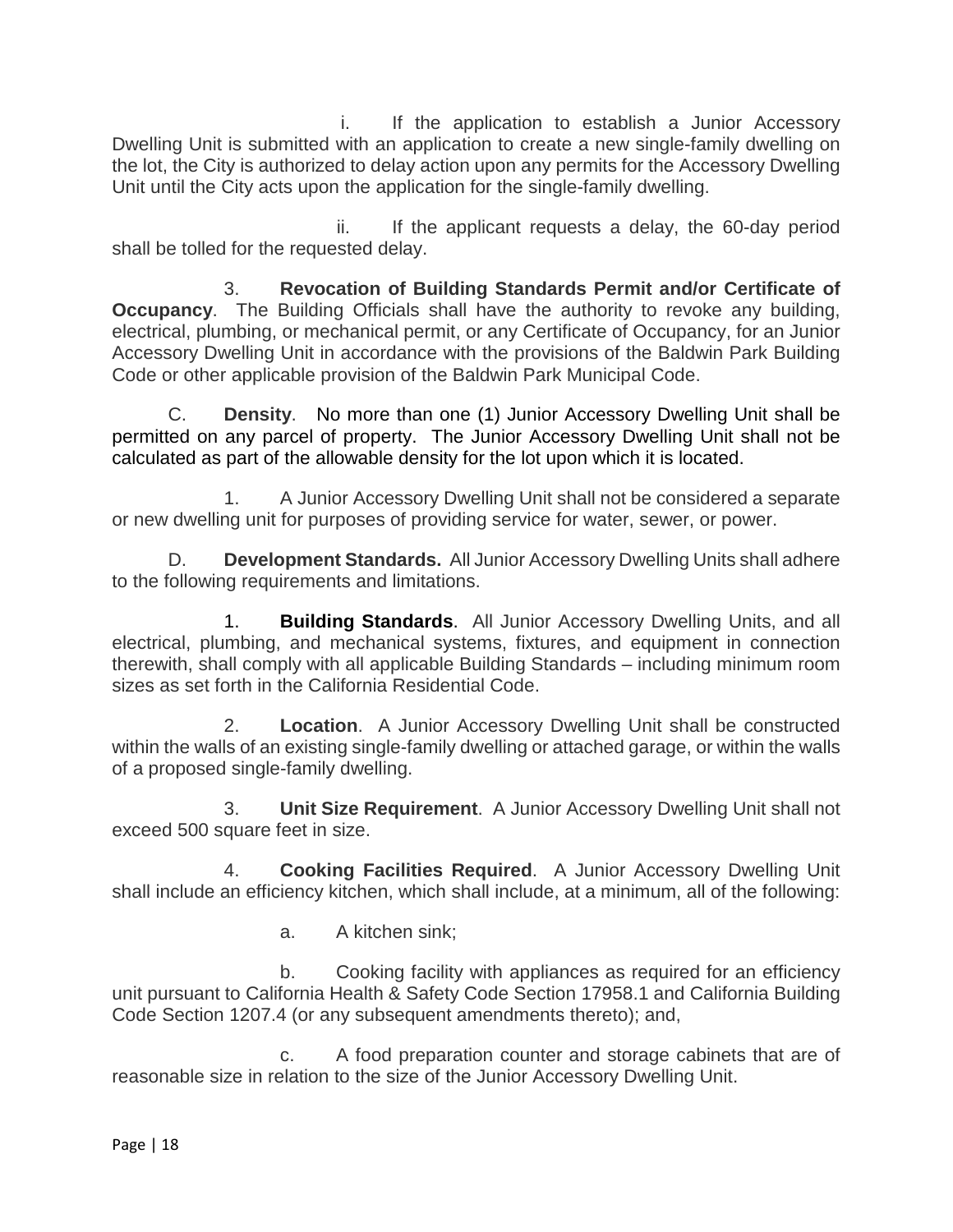i. If the application to establish a Junior Accessory Dwelling Unit is submitted with an application to create a new single-family dwelling on the lot, the City is authorized to delay action upon any permits for the Accessory Dwelling Unit until the City acts upon the application for the single-family dwelling.

ii. If the applicant requests a delay, the 60-day period shall be tolled for the requested delay.

3. **Revocation of Building Standards Permit and/or Certificate of Occupancy**. The Building Officials shall have the authority to revoke any building, electrical, plumbing, or mechanical permit, or any Certificate of Occupancy, for an Junior Accessory Dwelling Unit in accordance with the provisions of the Baldwin Park Building Code or other applicable provision of the Baldwin Park Municipal Code.

C. **Density**. No more than one (1) Junior Accessory Dwelling Unit shall be permitted on any parcel of property. The Junior Accessory Dwelling Unit shall not be calculated as part of the allowable density for the lot upon which it is located.

1. A Junior Accessory Dwelling Unit shall not be considered a separate or new dwelling unit for purposes of providing service for water, sewer, or power.

D. **Development Standards.** All Junior Accessory Dwelling Units shall adhere to the following requirements and limitations.

1. **Building Standards**. All Junior Accessory Dwelling Units, and all electrical, plumbing, and mechanical systems, fixtures, and equipment in connection therewith, shall comply with all applicable Building Standards – including minimum room sizes as set forth in the California Residential Code.

2. **Location**. A Junior Accessory Dwelling Unit shall be constructed within the walls of an existing single-family dwelling or attached garage, or within the walls of a proposed single-family dwelling.

3. **Unit Size Requirement**. A Junior Accessory Dwelling Unit shall not exceed 500 square feet in size.

4. **Cooking Facilities Required**. A Junior Accessory Dwelling Unit shall include an efficiency kitchen, which shall include, at a minimum, all of the following:

a. A kitchen sink;

b. Cooking facility with appliances as required for an efficiency unit pursuant to California Health & Safety Code Section 17958.1 and California Building Code Section 1207.4 (or any subsequent amendments thereto); and,

c. A food preparation counter and storage cabinets that are of reasonable size in relation to the size of the Junior Accessory Dwelling Unit.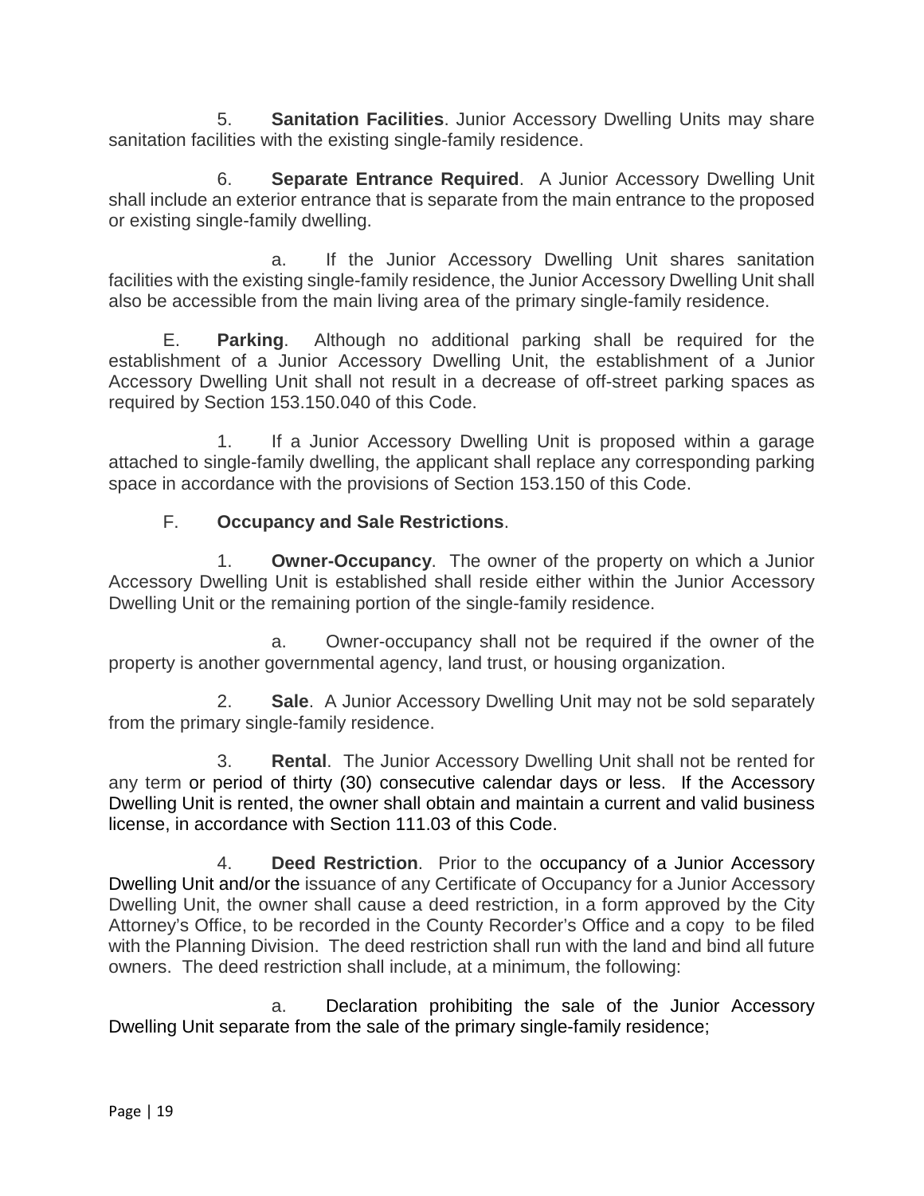5. **Sanitation Facilities**. Junior Accessory Dwelling Units may share sanitation facilities with the existing single-family residence.

6. **Separate Entrance Required**. A Junior Accessory Dwelling Unit shall include an exterior entrance that is separate from the main entrance to the proposed or existing single-family dwelling.

a. If the Junior Accessory Dwelling Unit shares sanitation facilities with the existing single-family residence, the Junior Accessory Dwelling Unit shall also be accessible from the main living area of the primary single-family residence.

E. **Parking**. Although no additional parking shall be required for the establishment of a Junior Accessory Dwelling Unit, the establishment of a Junior Accessory Dwelling Unit shall not result in a decrease of off-street parking spaces as required by Section 153.150.040 of this Code.

1. If a Junior Accessory Dwelling Unit is proposed within a garage attached to single-family dwelling, the applicant shall replace any corresponding parking space in accordance with the provisions of Section 153.150 of this Code.

F. **Occupancy and Sale Restrictions**.

1. **Owner-Occupancy**. The owner of the property on which a Junior Accessory Dwelling Unit is established shall reside either within the Junior Accessory Dwelling Unit or the remaining portion of the single-family residence.

a. Owner-occupancy shall not be required if the owner of the property is another governmental agency, land trust, or housing organization.

2. **Sale**. A Junior Accessory Dwelling Unit may not be sold separately from the primary single-family residence.

3. **Rental**. The Junior Accessory Dwelling Unit shall not be rented for any term or period of thirty (30) consecutive calendar days or less. If the Accessory Dwelling Unit is rented, the owner shall obtain and maintain a current and valid business license, in accordance with Section 111.03 of this Code.

4. **Deed Restriction**. Prior to the occupancy of a Junior Accessory Dwelling Unit and/or the issuance of any Certificate of Occupancy for a Junior Accessory Dwelling Unit, the owner shall cause a deed restriction, in a form approved by the City Attorney's Office, to be recorded in the County Recorder's Office and a copy to be filed with the Planning Division. The deed restriction shall run with the land and bind all future owners. The deed restriction shall include, at a minimum, the following:

a. Declaration prohibiting the sale of the Junior Accessory Dwelling Unit separate from the sale of the primary single-family residence;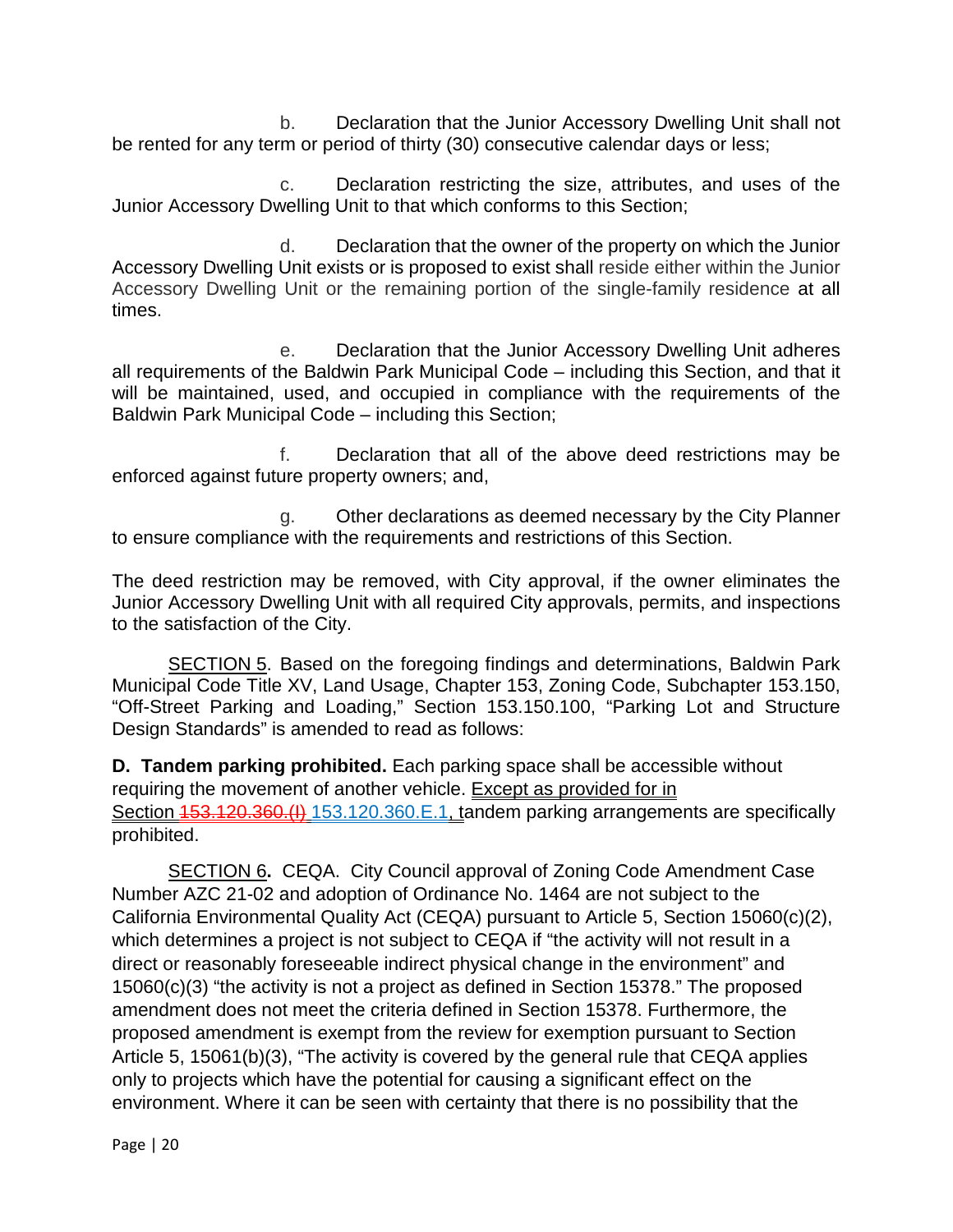b. Declaration that the Junior Accessory Dwelling Unit shall not be rented for any term or period of thirty (30) consecutive calendar days or less;

c. Declaration restricting the size, attributes, and uses of the Junior Accessory Dwelling Unit to that which conforms to this Section;

d. Declaration that the owner of the property on which the Junior Accessory Dwelling Unit exists or is proposed to exist shall reside either within the Junior Accessory Dwelling Unit or the remaining portion of the single-family residence at all times.

e. Declaration that the Junior Accessory Dwelling Unit adheres all requirements of the Baldwin Park Municipal Code – including this Section, and that it will be maintained, used, and occupied in compliance with the requirements of the Baldwin Park Municipal Code – including this Section;

f. Declaration that all of the above deed restrictions may be enforced against future property owners; and,

g. Other declarations as deemed necessary by the City Planner to ensure compliance with the requirements and restrictions of this Section.

The deed restriction may be removed, with City approval, if the owner eliminates the Junior Accessory Dwelling Unit with all required City approvals, permits, and inspections to the satisfaction of the City.

SECTION 5. Based on the foregoing findings and determinations, Baldwin Park Municipal Code Title XV, Land Usage, Chapter 153, Zoning Code, Subchapter 153.150, "Off-Street Parking and Loading," Section 153.150.100, "Parking Lot and Structure Design Standards" is amended to read as follows:

**D. Tandem parking prohibited.** Each parking space shall be accessible without requiring the movement of another vehicle. Except as provided for in Section ~~153.120.360.(I)~~ 153.120.360.E.1, tandem parking arrangements are specifically prohibited.

SECTION 6**.** CEQA. City Council approval of Zoning Code Amendment Case Number AZC 21-02 and adoption of Ordinance No. 1464 are not subject to the California Environmental Quality Act (CEQA) pursuant to Article 5, Section 15060(c)(2), which determines a project is not subject to CEQA if "the activity will not result in a direct or reasonably foreseeable indirect physical change in the environment" and 15060(c)(3) "the activity is not a project as defined in Section 15378." The proposed amendment does not meet the criteria defined in Section 15378. Furthermore, the proposed amendment is exempt from the review for exemption pursuant to Section Article 5, 15061(b)(3), "The activity is covered by the general rule that CEQA applies only to projects which have the potential for causing a significant effect on the environment. Where it can be seen with certainty that there is no possibility that the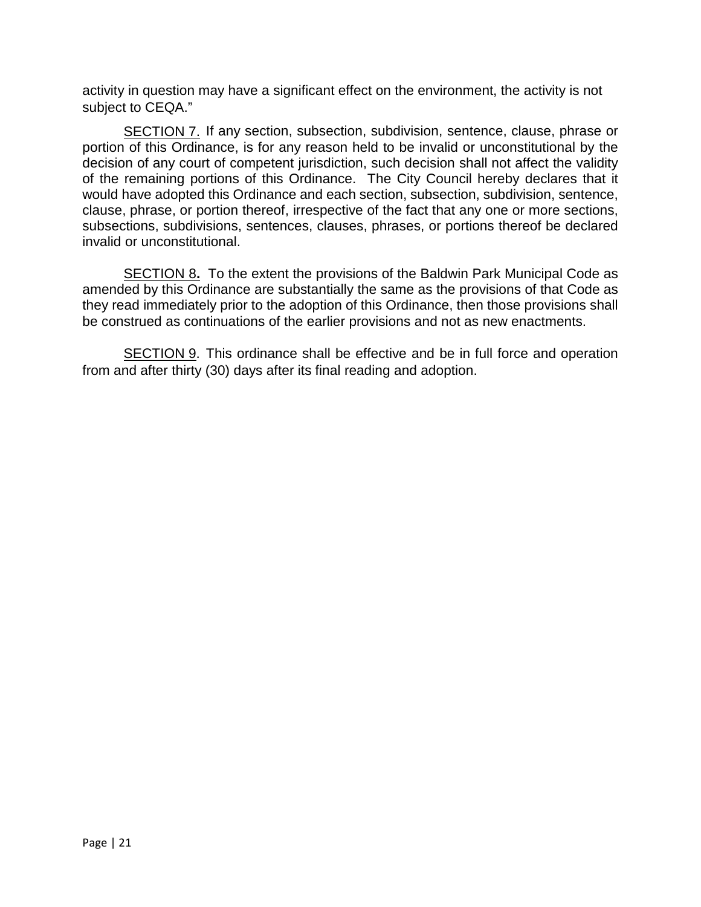activity in question may have a significant effect on the environment, the activity is not subject to CEQA."

SECTION 7. If any section, subsection, subdivision, sentence, clause, phrase or portion of this Ordinance, is for any reason held to be invalid or unconstitutional by the decision of any court of competent jurisdiction, such decision shall not affect the validity of the remaining portions of this Ordinance. The City Council hereby declares that it would have adopted this Ordinance and each section, subsection, subdivision, sentence, clause, phrase, or portion thereof, irrespective of the fact that any one or more sections, subsections, subdivisions, sentences, clauses, phrases, or portions thereof be declared invalid or unconstitutional.

SECTION 8**.** To the extent the provisions of the Baldwin Park Municipal Code as amended by this Ordinance are substantially the same as the provisions of that Code as they read immediately prior to the adoption of this Ordinance, then those provisions shall be construed as continuations of the earlier provisions and not as new enactments.

SECTION 9. This ordinance shall be effective and be in full force and operation from and after thirty (30) days after its final reading and adoption.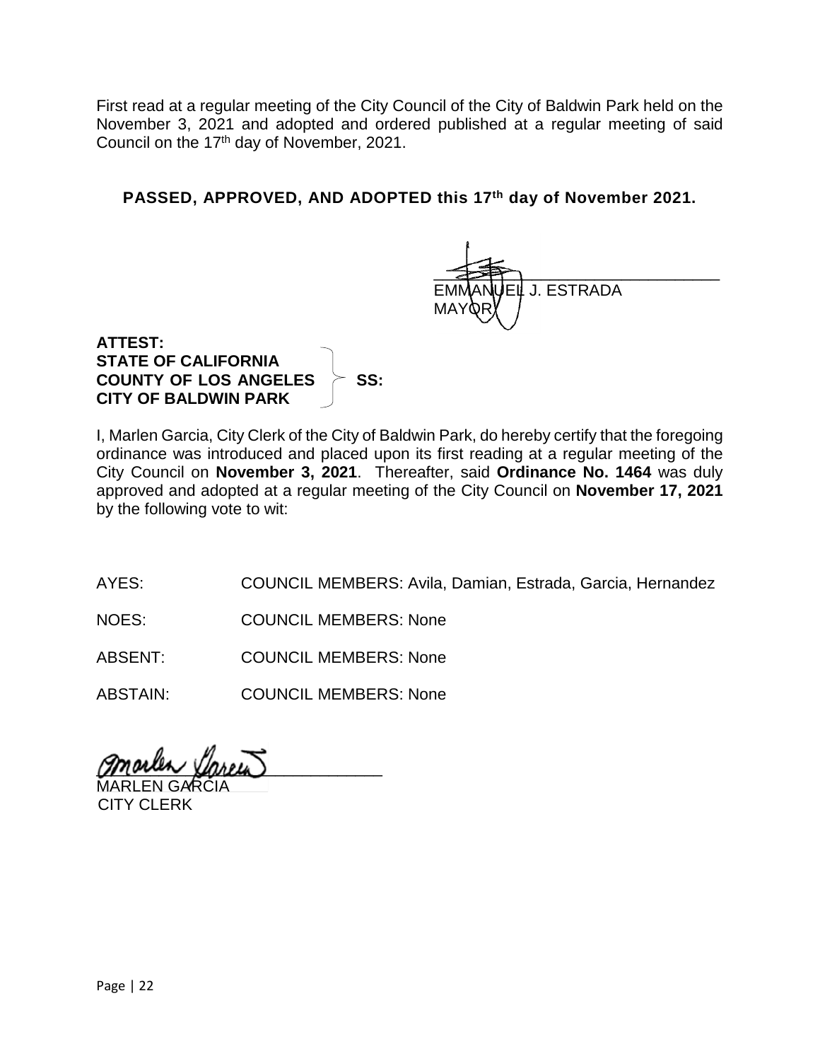First read at a regular meeting of the City Council of the City of Baldwin Park held on the November 3, 2021 and adopted and ordered published at a regular meeting of said Council on the 17th day of November, 2021.

**PASSED, APPROVED, AND ADOPTED this 17th day of November 2021.**

EMMANUEL J. ESTRADA
MAYOR

**ATTEST:**
**STATE OF CALIFORNIA**
**COUNTY OF LOS ANGELES** } **SS:**
**CITY OF BALDWIN PARK**

I, Marlen Garcia, City Clerk of the City of Baldwin Park, do hereby certify that the foregoing ordinance was introduced and placed upon its first reading at a regular meeting of the City Council on **November 3, 2021**. Thereafter, said **Ordinance No. 1464** was duly approved and adopted at a regular meeting of the City Council on **November 17, 2021** by the following vote to wit:

AYES: COUNCIL MEMBERS: Avila, Damian, Estrada, Garcia, Hernandez

NOES: COUNCIL MEMBERS: None

ABSENT: COUNCIL MEMBERS: None

ABSTAIN: COUNCIL MEMBERS: None

MARLEN GARCIA
CITY CLERK